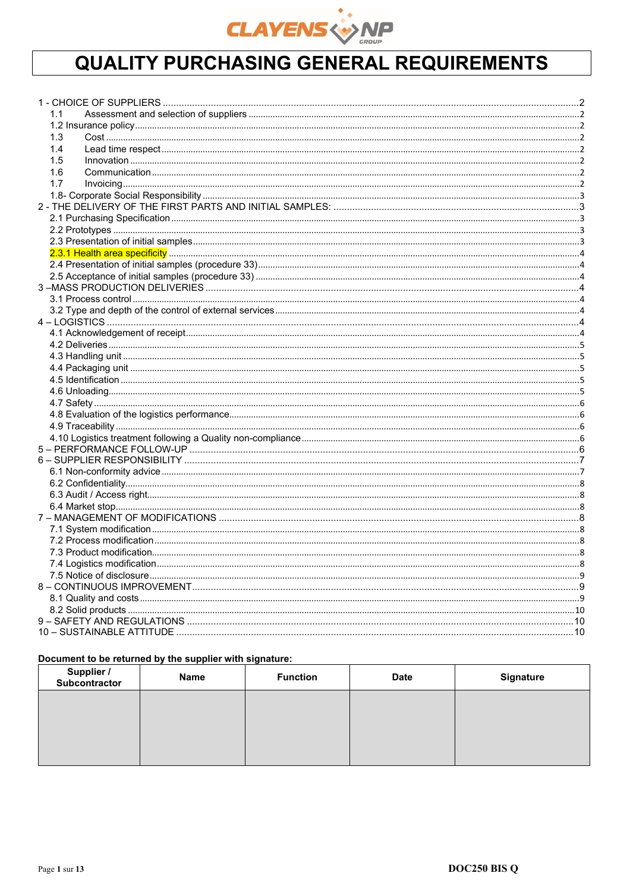# QUALITY PURCHASING GENERAL REQUIREMENTS

1 - CHOICE OF SUPPLIERS ..... 2
- 1.1 Assessment and selection of suppliers ..... 2
- 1.2 Insurance policy ..... 2
- 1.3 Cost ..... 2
- 1.4 Lead time respect ..... 2
- 1.5 Innovation ..... 2
- 1.6 Communication ..... 2
- 1.7 Invoicing ..... 2
- 1.8- Corporate Social Responsibility ..... 3

2 - THE DELIVERY OF THE FIRST PARTS AND INITIAL SAMPLES: ..... 3
- 2.1 Purchasing Specification ..... 3
- 2.2 Prototypes ..... 3
- 2.3 Presentation of initial samples ..... 3
- 2.3.1 Health area specificity ..... 4
- 2.4 Presentation of initial samples (procedure 33) ..... 4
- 2.5 Acceptance of initial samples (procedure 33) ..... 4

3 –MASS PRODUCTION DELIVERIES ..... 4
- 3.1 Process control ..... 4
- 3.2 Type and depth of the control of external services ..... 4

4 – LOGISTICS ..... 4
- 4.1 Acknowledgement of receipt ..... 4
- 4.2 Deliveries ..... 5
- 4.3 Handling unit ..... 5
- 4.4 Packaging unit ..... 5
- 4.5 Identification ..... 5
- 4.6 Unloading ..... 5
- 4.7 Safety ..... 6
- 4.8 Evaluation of the logistics performance ..... 6
- 4.9 Traceability ..... 6
- 4.10 Logistics treatment following a Quality non-compliance ..... 6

5 – PERFORMANCE FOLLOW-UP ..... 6

6 – SUPPLIER RESPONSIBILITY ..... 7
- 6.1 Non-conformity advice ..... 7
- 6.2 Confidentiality ..... 8
- 6.3 Audit / Access right ..... 8
- 6.4 Market stop ..... 8

7 – MANAGEMENT OF MODIFICATIONS ..... 8
- 7.1 System modification ..... 8
- 7.2 Process modification ..... 8
- 7.3 Product modification ..... 8
- 7.4 Logistics modification ..... 8
- 7.5 Notice of disclosure ..... 9

8 – CONTINUOUS IMPROVEMENT ..... 9
- 8.1 Quality and costs ..... 9
- 8.2 Solid products ..... 10

9 – SAFETY AND REGULATIONS ..... 10

10 – SUSTAINABLE ATTITUDE ..... 10

**Document to be returned by the supplier with signature:**

| Supplier / Subcontractor | Name | Function | Date | Signature |
|---|---|---|---|---|
| | | | | |

DOC250 BIS Q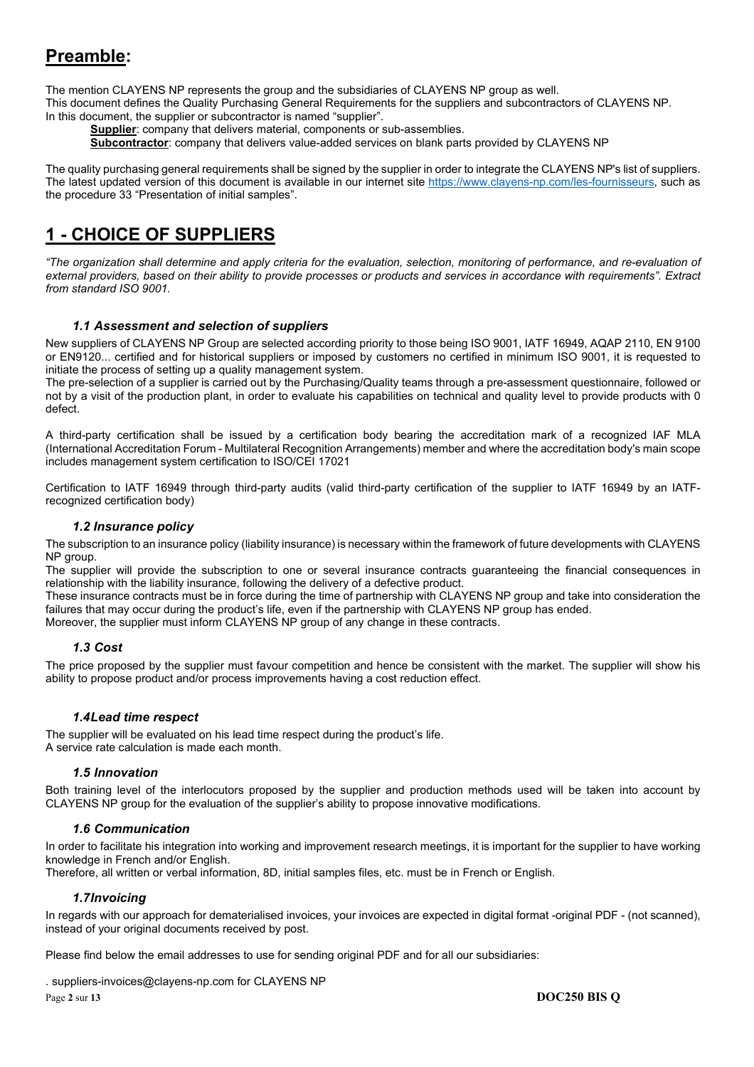# Preamble:

The mention CLAYENS NP represents the group and the subsidiaries of CLAYENS NP group as well.
This document defines the Quality Purchasing General Requirements for the suppliers and subcontractors of CLAYENS NP.
In this document, the supplier or subcontractor is named "supplier".

**Supplier**: company that delivers material, components or sub-assemblies.
**Subcontractor**: company that delivers value-added services on blank parts provided by CLAYENS NP

The quality purchasing general requirements shall be signed by the supplier in order to integrate the CLAYENS NP's list of suppliers.
The latest updated version of this document is available in our internet site https://www.clayens-np.com/les-fournisseurs, such as the procedure 33 "Presentation of initial samples".

# 1 - CHOICE OF SUPPLIERS

*"The organization shall determine and apply criteria for the evaluation, selection, monitoring of performance, and re-evaluation of external providers, based on their ability to provide processes or products and services in accordance with requirements". Extract from standard ISO 9001.*

### *1.1 Assessment and selection of suppliers*

New suppliers of CLAYENS NP Group are selected according priority to those being ISO 9001, IATF 16949, AQAP 2110, EN 9100 or EN9120... certified and for historical suppliers or imposed by customers no certified in minimum ISO 9001, it is requested to initiate the process of setting up a quality management system.
The pre-selection of a supplier is carried out by the Purchasing/Quality teams through a pre-assessment questionnaire, followed or not by a visit of the production plant, in order to evaluate his capabilities on technical and quality level to provide products with 0 defect.

A third-party certification shall be issued by a certification body bearing the accreditation mark of a recognized IAF MLA (International Accreditation Forum - Multilateral Recognition Arrangements) member and where the accreditation body's main scope includes management system certification to ISO/CEI 17021

Certification to IATF 16949 through third-party audits (valid third-party certification of the supplier to IATF 16949 by an IATF-recognized certification body)

### *1.2 Insurance policy*

The subscription to an insurance policy (liability insurance) is necessary within the framework of future developments with CLAYENS NP group.
The supplier will provide the subscription to one or several insurance contracts guaranteeing the financial consequences in relationship with the liability insurance, following the delivery of a defective product.
These insurance contracts must be in force during the time of partnership with CLAYENS NP group and take into consideration the failures that may occur during the product's life, even if the partnership with CLAYENS NP group has ended.
Moreover, the supplier must inform CLAYENS NP group of any change in these contracts.

### *1.3 Cost*

The price proposed by the supplier must favour competition and hence be consistent with the market. The supplier will show his ability to propose product and/or process improvements having a cost reduction effect.

### *1.4Lead time respect*

The supplier will be evaluated on his lead time respect during the product's life.
A service rate calculation is made each month.

### *1.5 Innovation*

Both training level of the interlocutors proposed by the supplier and production methods used will be taken into account by CLAYENS NP group for the evaluation of the supplier's ability to propose innovative modifications.

### *1.6 Communication*

In order to facilitate his integration into working and improvement research meetings, it is important for the supplier to have working knowledge in French and/or English.
Therefore, all written or verbal information, 8D, initial samples files, etc. must be in French or English.

### *1.7Invoicing*

In regards with our approach for dematerialised invoices, your invoices are expected in digital format -original PDF - (not scanned), instead of your original documents received by post.

Please find below the email addresses to use for sending original PDF and for all our subsidiaries:

. suppliers-invoices@clayens-np.com for CLAYENS NP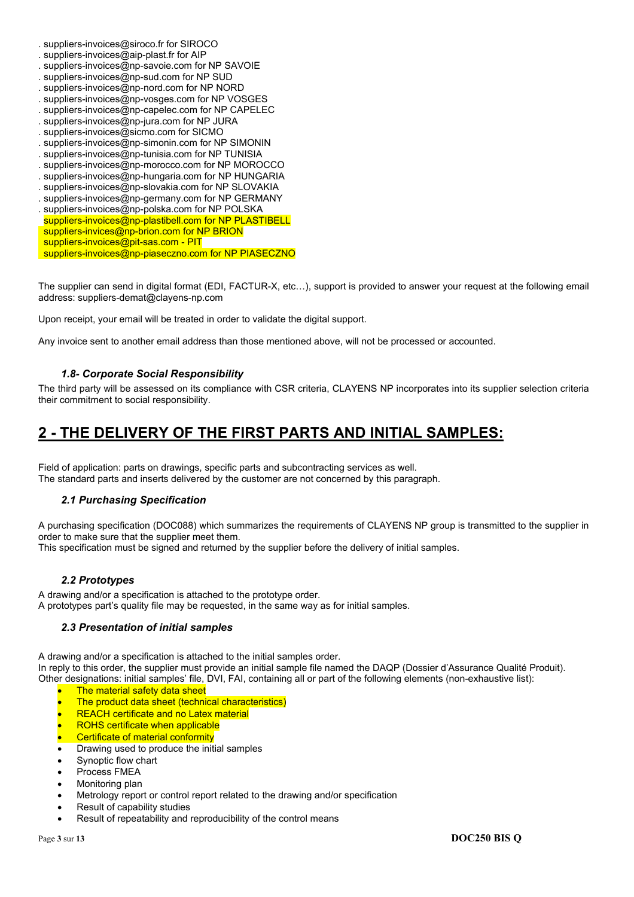. suppliers-invoices@siroco.fr for SIROCO
. suppliers-invoices@aip-plast.fr for AIP
. suppliers-invoices@np-savoie.com for NP SAVOIE
. suppliers-invoices@np-sud.com for NP SUD
. suppliers-invoices@np-nord.com for NP NORD
. suppliers-invoices@np-vosges.com for NP VOSGES
. suppliers-invoices@np-capelec.com for NP CAPELEC
. suppliers-invoices@np-jura.com for NP JURA
. suppliers-invoices@sicmo.com for SICMO
. suppliers-invoices@np-simonin.com for NP SIMONIN
. suppliers-invoices@np-tunisia.com for NP TUNISIA
. suppliers-invoices@np-morocco.com for NP MOROCCO
. suppliers-invoices@np-hungaria.com for NP HUNGARIA
. suppliers-invoices@np-slovakia.com for NP SLOVAKIA
. suppliers-invoices@np-germany.com for NP GERMANY
. suppliers-invoices@np-polska.com for NP POLSKA
suppliers-invoices@np-plastibell.com for NP PLASTIBELL
suppliers-invices@np-brion.com for NP BRION
suppliers-invoices@pit-sas.com - PIT
suppliers-invoices@np-piaseczno.com for NP PIASECZNO

The supplier can send in digital format (EDI, FACTUR-X, etc…), support is provided to answer your request at the following email address: suppliers-demat@clayens-np.com

Upon receipt, your email will be treated in order to validate the digital support.

Any invoice sent to another email address than those mentioned above, will not be processed or accounted.

### *1.8- Corporate Social Responsibility*

The third party will be assessed on its compliance with CSR criteria, CLAYENS NP incorporates into its supplier selection criteria their commitment to social responsibility.

# 2 - THE DELIVERY OF THE FIRST PARTS AND INITIAL SAMPLES:

Field of application: parts on drawings, specific parts and subcontracting services as well.
The standard parts and inserts delivered by the customer are not concerned by this paragraph.

### *2.1 Purchasing Specification*

A purchasing specification (DOC088) which summarizes the requirements of CLAYENS NP group is transmitted to the supplier in order to make sure that the supplier meet them.
This specification must be signed and returned by the supplier before the delivery of initial samples.

### *2.2 Prototypes*

A drawing and/or a specification is attached to the prototype order.
A prototypes part's quality file may be requested, in the same way as for initial samples.

### *2.3 Presentation of initial samples*

A drawing and/or a specification is attached to the initial samples order.
In reply to this order, the supplier must provide an initial sample file named the DAQP (Dossier d'Assurance Qualité Produit).
Other designations: initial samples' file, DVI, FAI, containing all or part of the following elements (non-exhaustive list):

- The material safety data sheet
- The product data sheet (technical characteristics)
- REACH certificate and no Latex material
- ROHS certificate when applicable
- Certificate of material conformity
- Drawing used to produce the initial samples
- Synoptic flow chart
- Process FMEA
- Monitoring plan
- Metrology report or control report related to the drawing and/or specification
- Result of capability studies
- Result of repeatability and reproducibility of the control means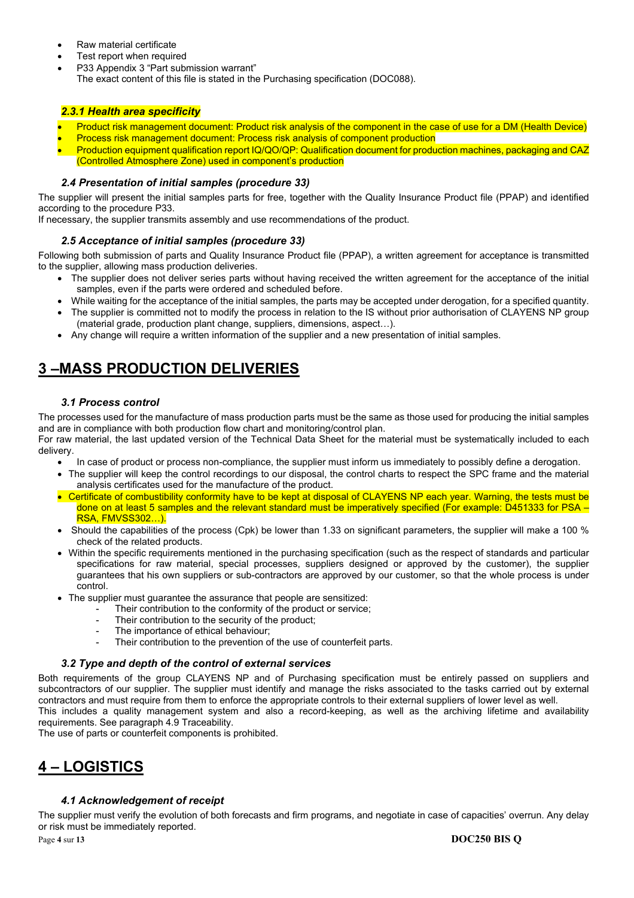- Raw material certificate
- Test report when required
- P33 Appendix 3 "Part submission warrant"
  The exact content of this file is stated in the Purchasing specification (DOC088).

### *2.3.1 Health area specificity*

- Product risk management document: Product risk analysis of the component in the case of use for a DM (Health Device)
- Process risk management document: Process risk analysis of component production
- Production equipment qualification report IQ/QO/QP: Qualification document for production machines, packaging and CAZ (Controlled Atmosphere Zone) used in component's production

### *2.4 Presentation of initial samples (procedure 33)*

The supplier will present the initial samples parts for free, together with the Quality Insurance Product file (PPAP) and identified according to the procedure P33.
If necessary, the supplier transmits assembly and use recommendations of the product.

### *2.5 Acceptance of initial samples (procedure 33)*

Following both submission of parts and Quality Insurance Product file (PPAP), a written agreement for acceptance is transmitted to the supplier, allowing mass production deliveries.

- The supplier does not deliver series parts without having received the written agreement for the acceptance of the initial samples, even if the parts were ordered and scheduled before.
- While waiting for the acceptance of the initial samples, the parts may be accepted under derogation, for a specified quantity.
- The supplier is committed not to modify the process in relation to the IS without prior authorisation of CLAYENS NP group (material grade, production plant change, suppliers, dimensions, aspect…).
- Any change will require a written information of the supplier and a new presentation of initial samples.

# 3 –MASS PRODUCTION DELIVERIES

### *3.1 Process control*

The processes used for the manufacture of mass production parts must be the same as those used for producing the initial samples and are in compliance with both production flow chart and monitoring/control plan.
For raw material, the last updated version of the Technical Data Sheet for the material must be systematically included to each delivery.

- In case of product or process non-compliance, the supplier must inform us immediately to possibly define a derogation.
- The supplier will keep the control recordings to our disposal, the control charts to respect the SPC frame and the material analysis certificates used for the manufacture of the product.
- Certificate of combustibility conformity have to be kept at disposal of CLAYENS NP each year. Warning, the tests must be done on at least 5 samples and the relevant standard must be imperatively specified (For example: D451333 for PSA – RSA, FMVSS302…).
- Should the capabilities of the process (Cpk) be lower than 1.33 on significant parameters, the supplier will make a 100 % check of the related products.
- Within the specific requirements mentioned in the purchasing specification (such as the respect of standards and particular specifications for raw material, special processes, suppliers designed or approved by the customer), the supplier guarantees that his own suppliers or sub-contractors are approved by our customer, so that the whole process is under control.
- The supplier must guarantee the assurance that people are sensitized:
  - Their contribution to the conformity of the product or service;
  - Their contribution to the security of the product;
  - The importance of ethical behaviour;
  - Their contribution to the prevention of the use of counterfeit parts.

### *3.2 Type and depth of the control of external services*

Both requirements of the group CLAYENS NP and of Purchasing specification must be entirely passed on suppliers and subcontractors of our supplier. The supplier must identify and manage the risks associated to the tasks carried out by external contractors and must require from them to enforce the appropriate controls to their external suppliers of lower level as well.
This includes a quality management system and also a record-keeping, as well as the archiving lifetime and availability requirements. See paragraph 4.9 Traceability.
The use of parts or counterfeit components is prohibited.

# 4 – LOGISTICS

### *4.1 Acknowledgement of receipt*

The supplier must verify the evolution of both forecasts and firm programs, and negotiate in case of capacities' overrun. Any delay or risk must be immediately reported.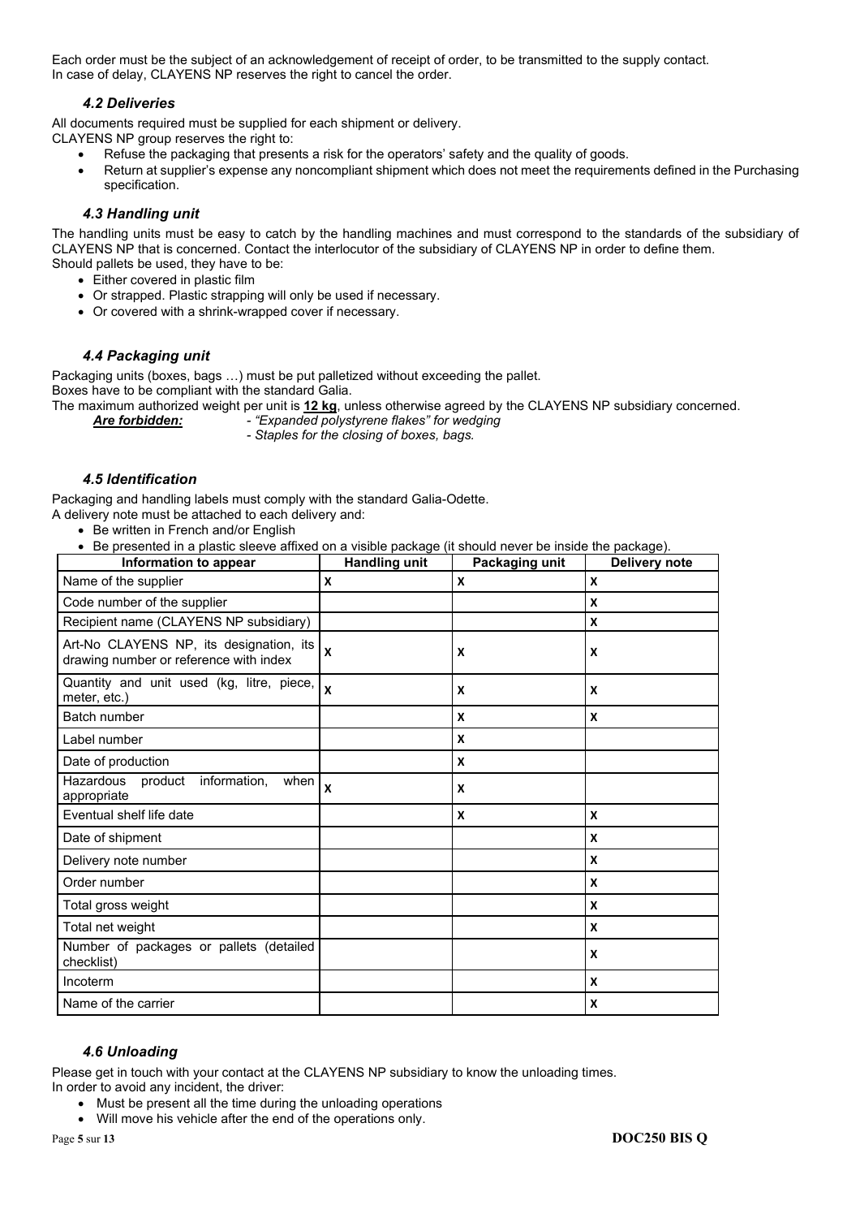Each order must be the subject of an acknowledgement of receipt of order, to be transmitted to the supply contact.
In case of delay, CLAYENS NP reserves the right to cancel the order.

### *4.2 Deliveries*

All documents required must be supplied for each shipment or delivery.
CLAYENS NP group reserves the right to:

- Refuse the packaging that presents a risk for the operators' safety and the quality of goods.
- Return at supplier's expense any noncompliant shipment which does not meet the requirements defined in the Purchasing specification.

### *4.3 Handling unit*

The handling units must be easy to catch by the handling machines and must correspond to the standards of the subsidiary of CLAYENS NP that is concerned. Contact the interlocutor of the subsidiary of CLAYENS NP in order to define them.
Should pallets be used, they have to be:

- Either covered in plastic film
- Or strapped. Plastic strapping will only be used if necessary.
- Or covered with a shrink-wrapped cover if necessary.

### *4.4 Packaging unit*

Packaging units (boxes, bags …) must be put palletized without exceeding the pallet.
Boxes have to be compliant with the standard Galia.
The maximum authorized weight per unit is **12 kg**, unless otherwise agreed by the CLAYENS NP subsidiary concerned.

***Are forbidden:*** *- "Expanded polystyrene flakes" for wedging*
*- Staples for the closing of boxes, bags.*

### *4.5 Identification*

Packaging and handling labels must comply with the standard Galia-Odette.
A delivery note must be attached to each delivery and:

- Be written in French and/or English
- Be presented in a plastic sleeve affixed on a visible package (it should never be inside the package).

| Information to appear | Handling unit | Packaging unit | Delivery note |
|---|---|---|---|
| Name of the supplier | X | X | X |
| Code number of the supplier | | | X |
| Recipient name (CLAYENS NP subsidiary) | | | X |
| Art-No CLAYENS NP, its designation, its drawing number or reference with index | X | X | X |
| Quantity and unit used (kg, litre, piece, meter, etc.) | X | X | X |
| Batch number | | X | X |
| Label number | | X | |
| Date of production | | X | |
| Hazardous product information, when appropriate | X | X | |
| Eventual shelf life date | | X | X |
| Date of shipment | | | X |
| Delivery note number | | | X |
| Order number | | | X |
| Total gross weight | | | X |
| Total net weight | | | X |
| Number of packages or pallets (detailed checklist) | | | X |
| Incoterm | | | X |
| Name of the carrier | | | X |

### *4.6 Unloading*

Please get in touch with your contact at the CLAYENS NP subsidiary to know the unloading times.
In order to avoid any incident, the driver:

- Must be present all the time during the unloading operations
- Will move his vehicle after the end of the operations only.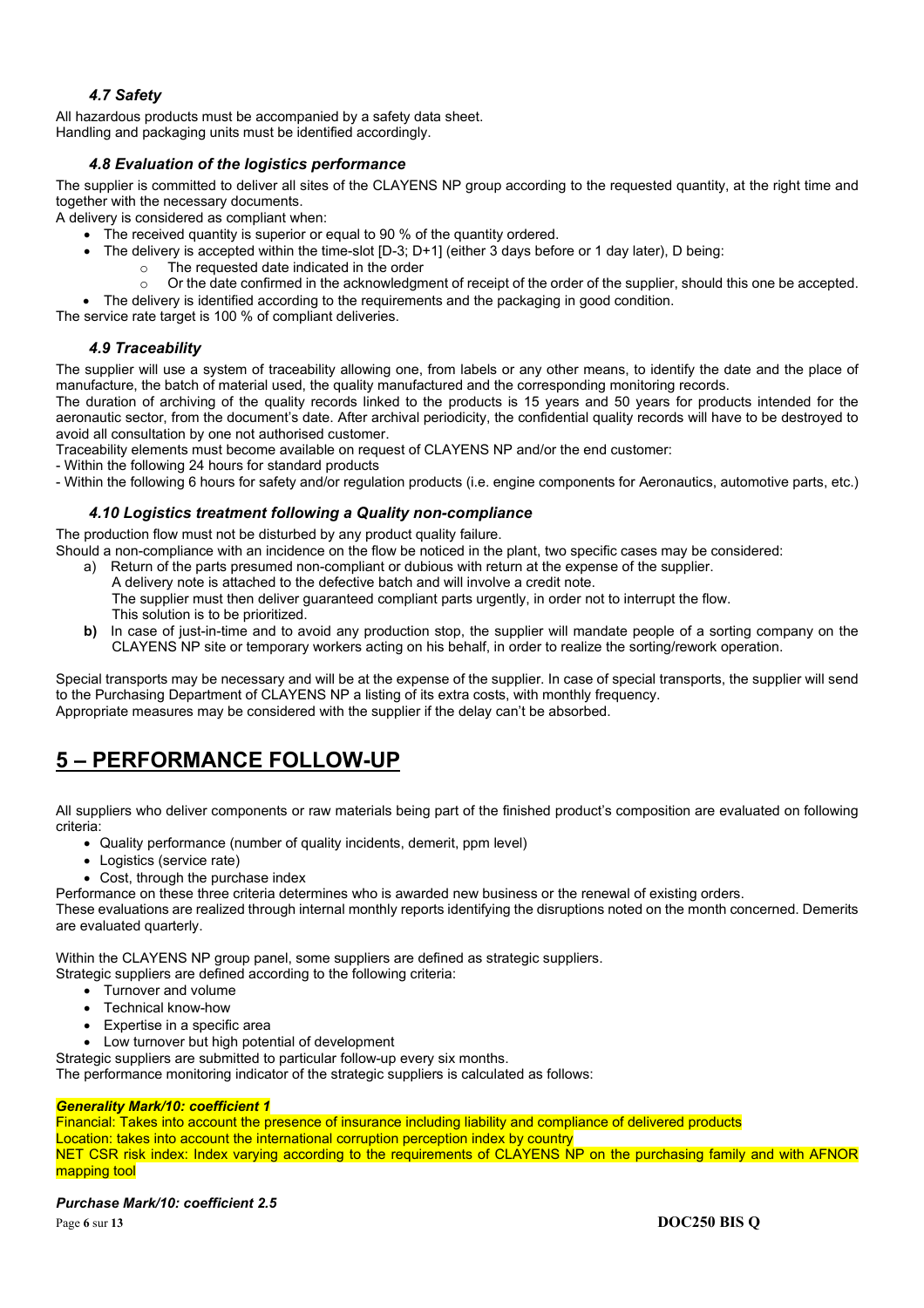### *4.7 Safety*

All hazardous products must be accompanied by a safety data sheet.
Handling and packaging units must be identified accordingly.

### *4.8 Evaluation of the logistics performance*

The supplier is committed to deliver all sites of the CLAYENS NP group according to the requested quantity, at the right time and together with the necessary documents.
A delivery is considered as compliant when:

- The received quantity is superior or equal to 90 % of the quantity ordered.
- The delivery is accepted within the time-slot [D-3; D+1] (either 3 days before or 1 day later), D being:
  - The requested date indicated in the order
  - Or the date confirmed in the acknowledgment of receipt of the order of the supplier, should this one be accepted.
- The delivery is identified according to the requirements and the packaging in good condition.

The service rate target is 100 % of compliant deliveries.

### *4.9 Traceability*

The supplier will use a system of traceability allowing one, from labels or any other means, to identify the date and the place of manufacture, the batch of material used, the quality manufactured and the corresponding monitoring records.
The duration of archiving of the quality records linked to the products is 15 years and 50 years for products intended for the aeronautic sector, from the document's date. After archival periodicity, the confidential quality records will have to be destroyed to avoid all consultation by one not authorised customer.
Traceability elements must become available on request of CLAYENS NP and/or the end customer:
- Within the following 24 hours for standard products
- Within the following 6 hours for safety and/or regulation products (i.e. engine components for Aeronautics, automotive parts, etc.)

### *4.10 Logistics treatment following a Quality non-compliance*

The production flow must not be disturbed by any product quality failure.
Should a non-compliance with an incidence on the flow be noticed in the plant, two specific cases may be considered:

a) Return of the parts presumed non-compliant or dubious with return at the expense of the supplier.
   A delivery note is attached to the defective batch and will involve a credit note.
   The supplier must then deliver guaranteed compliant parts urgently, in order not to interrupt the flow.
   This solution is to be prioritized.

**b)** In case of just-in-time and to avoid any production stop, the supplier will mandate people of a sorting company on the CLAYENS NP site or temporary workers acting on his behalf, in order to realize the sorting/rework operation.

Special transports may be necessary and will be at the expense of the supplier. In case of special transports, the supplier will send to the Purchasing Department of CLAYENS NP a listing of its extra costs, with monthly frequency.
Appropriate measures may be considered with the supplier if the delay can't be absorbed.

# 5 – PERFORMANCE FOLLOW-UP

All suppliers who deliver components or raw materials being part of the finished product's composition are evaluated on following criteria:

- Quality performance (number of quality incidents, demerit, ppm level)
- Logistics (service rate)
- Cost, through the purchase index

Performance on these three criteria determines who is awarded new business or the renewal of existing orders.
These evaluations are realized through internal monthly reports identifying the disruptions noted on the month concerned. Demerits are evaluated quarterly.

Within the CLAYENS NP group panel, some suppliers are defined as strategic suppliers.
Strategic suppliers are defined according to the following criteria:

- Turnover and volume
- Technical know-how
- Expertise in a specific area
- Low turnover but high potential of development

Strategic suppliers are submitted to particular follow-up every six months.
The performance monitoring indicator of the strategic suppliers is calculated as follows:

***Generality Mark/10: coefficient 1***
Financial: Takes into account the presence of insurance including liability and compliance of delivered products
Location: takes into account the international corruption perception index by country
NET CSR risk index: Index varying according to the requirements of CLAYENS NP on the purchasing family and with AFNOR mapping tool

***Purchase Mark/10: coefficient 2.5***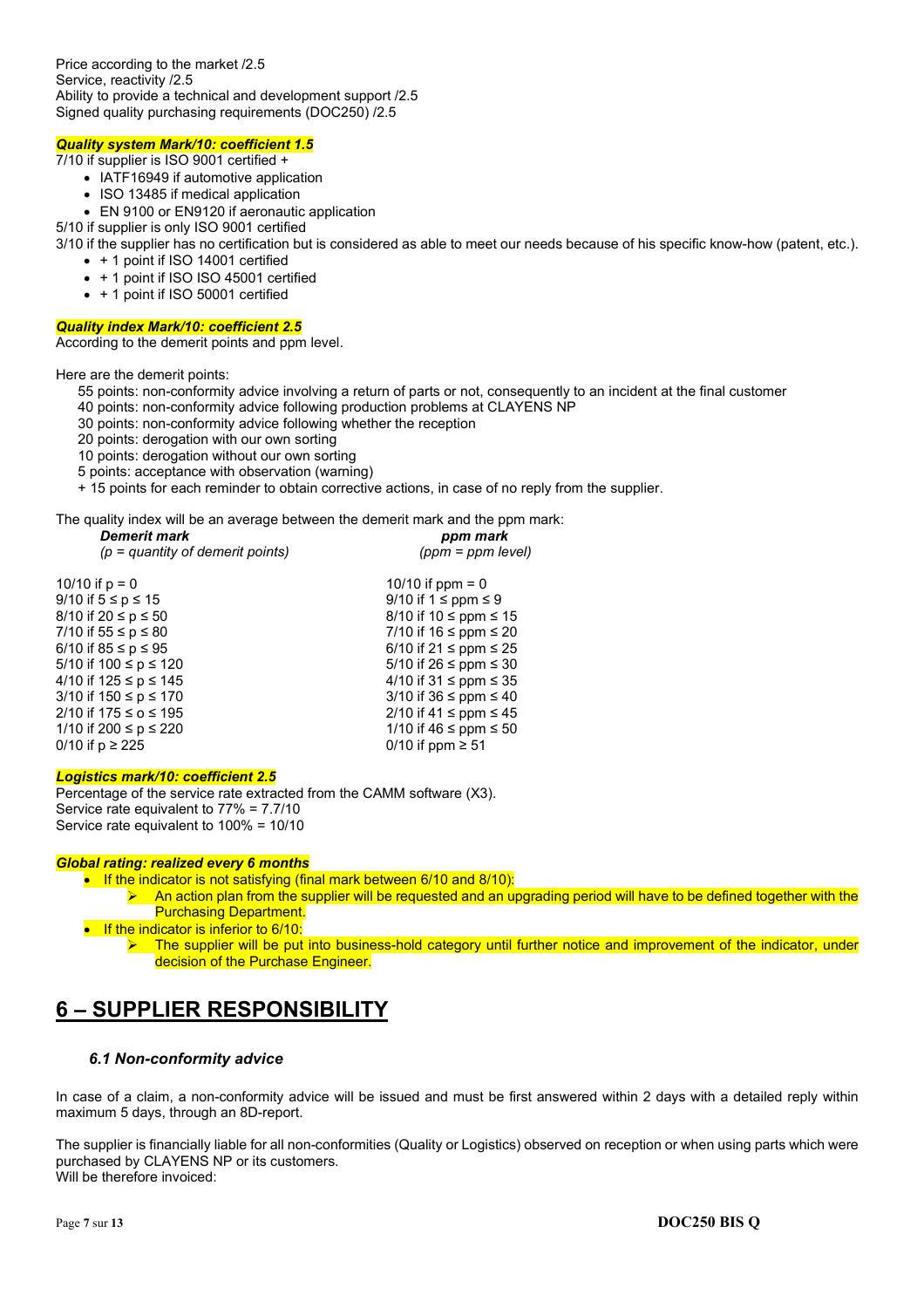Price according to the market /2.5
Service, reactivity /2.5
Ability to provide a technical and development support /2.5
Signed quality purchasing requirements (DOC250) /2.5

***Quality system Mark/10: coefficient 1.5***

7/10 if supplier is ISO 9001 certified +

- IATF16949 if automotive application
- ISO 13485 if medical application
- EN 9100 or EN9120 if aeronautic application

5/10 if supplier is only ISO 9001 certified

3/10 if the supplier has no certification but is considered as able to meet our needs because of his specific know-how (patent, etc.).

- \+ 1 point if ISO 14001 certified
- \+ 1 point if ISO ISO 45001 certified
- \+ 1 point if ISO 50001 certified

***Quality index Mark/10: coefficient 2.5***

According to the demerit points and ppm level.

Here are the demerit points:

55 points: non-conformity advice involving a return of parts or not, consequently to an incident at the final customer
40 points: non-conformity advice following production problems at CLAYENS NP
30 points: non-conformity advice following whether the reception
20 points: derogation with our own sorting
10 points: derogation without our own sorting
5 points: acceptance with observation (warning)
\+ 15 points for each reminder to obtain corrective actions, in case of no reply from the supplier.

The quality index will be an average between the demerit mark and the ppm mark:

| ***Demerit mark***<br>*(p = quantity of demerit points)* | ***ppm mark***<br>*(ppm = ppm level)* |
|---|---|
| 10/10 if p = 0 | 10/10 if ppm = 0 |
| 9/10 if 5 ≤ p ≤ 15 | 9/10 if 1 ≤ ppm ≤ 9 |
| 8/10 if 20 ≤ p ≤ 50 | 8/10 if 10 ≤ ppm ≤ 15 |
| 7/10 if 55 ≤ p ≤ 80 | 7/10 if 16 ≤ ppm ≤ 20 |
| 6/10 if 85 ≤ p ≤ 95 | 6/10 if 21 ≤ ppm ≤ 25 |
| 5/10 if 100 ≤ p ≤ 120 | 5/10 if 26 ≤ ppm ≤ 30 |
| 4/10 if 125 ≤ p ≤ 145 | 4/10 if 31 ≤ ppm ≤ 35 |
| 3/10 if 150 ≤ p ≤ 170 | 3/10 if 36 ≤ ppm ≤ 40 |
| 2/10 if 175 ≤ o ≤ 195 | 2/10 if 41 ≤ ppm ≤ 45 |
| 1/10 if 200 ≤ p ≤ 220 | 1/10 if 46 ≤ ppm ≤ 50 |
| 0/10 if p ≥ 225 | 0/10 if ppm ≥ 51 |

***Logistics mark/10: coefficient 2.5***

Percentage of the service rate extracted from the CAMM software (X3).
Service rate equivalent to 77% = 7.7/10
Service rate equivalent to 100% = 10/10

***Global rating: realized every 6 months***

- If the indicator is not satisfying (final mark between 6/10 and 8/10):
  - An action plan from the supplier will be requested and an upgrading period will have to be defined together with the Purchasing Department.
- If the indicator is inferior to 6/10:
  - The supplier will be put into business-hold category until further notice and improvement of the indicator, under decision of the Purchase Engineer.

# 6 – SUPPLIER RESPONSIBILITY

### *6.1 Non-conformity advice*

In case of a claim, a non-conformity advice will be issued and must be first answered within 2 days with a detailed reply within maximum 5 days, through an 8D-report.

The supplier is financially liable for all non-conformities (Quality or Logistics) observed on reception or when using parts which were purchased by CLAYENS NP or its customers.
Will be therefore invoiced: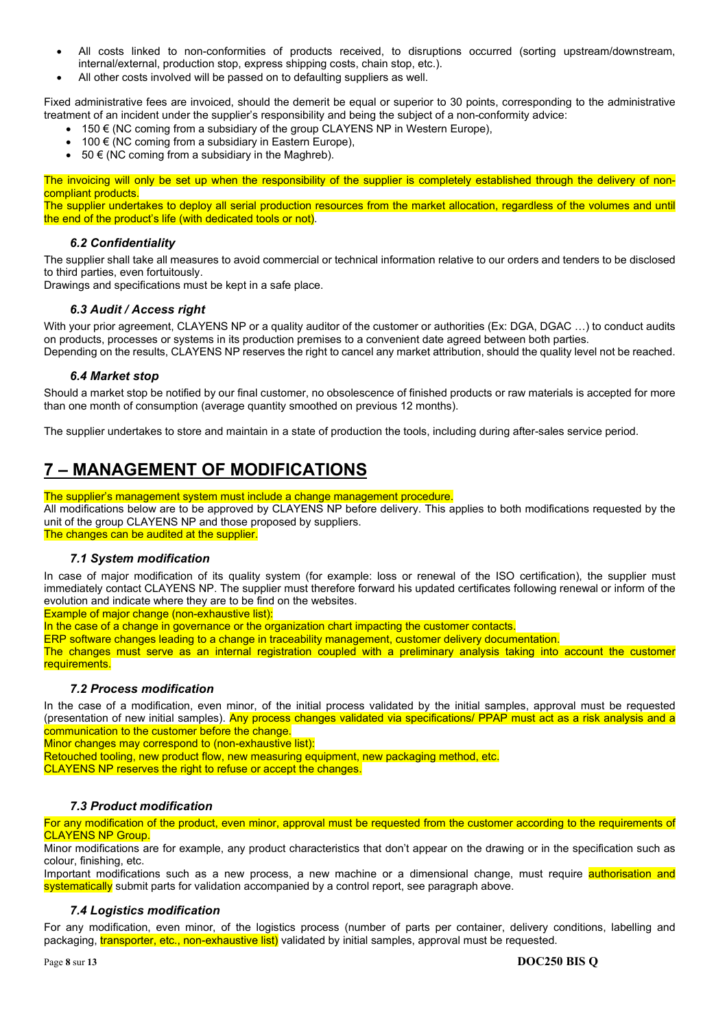- All costs linked to non-conformities of products received, to disruptions occurred (sorting upstream/downstream, internal/external, production stop, express shipping costs, chain stop, etc.).
- All other costs involved will be passed on to defaulting suppliers as well.

Fixed administrative fees are invoiced, should the demerit be equal or superior to 30 points, corresponding to the administrative treatment of an incident under the supplier's responsibility and being the subject of a non-conformity advice:

- 150 € (NC coming from a subsidiary of the group CLAYENS NP in Western Europe),
- 100 € (NC coming from a subsidiary in Eastern Europe),
- 50 € (NC coming from a subsidiary in the Maghreb).

The invoicing will only be set up when the responsibility of the supplier is completely established through the delivery of non-compliant products.

The supplier undertakes to deploy all serial production resources from the market allocation, regardless of the volumes and until the end of the product's life (with dedicated tools or not).

### *6.2 Confidentiality*

The supplier shall take all measures to avoid commercial or technical information relative to our orders and tenders to be disclosed to third parties, even fortuitously.

Drawings and specifications must be kept in a safe place.

### *6.3 Audit / Access right*

With your prior agreement, CLAYENS NP or a quality auditor of the customer or authorities (Ex: DGA, DGAC …) to conduct audits on products, processes or systems in its production premises to a convenient date agreed between both parties.

Depending on the results, CLAYENS NP reserves the right to cancel any market attribution, should the quality level not be reached.

### *6.4 Market stop*

Should a market stop be notified by our final customer, no obsolescence of finished products or raw materials is accepted for more than one month of consumption (average quantity smoothed on previous 12 months).

The supplier undertakes to store and maintain in a state of production the tools, including during after-sales service period.

# 7 – MANAGEMENT OF MODIFICATIONS

The supplier's management system must include a change management procedure.

All modifications below are to be approved by CLAYENS NP before delivery. This applies to both modifications requested by the unit of the group CLAYENS NP and those proposed by suppliers.

The changes can be audited at the supplier.

### *7.1 System modification*

In case of major modification of its quality system (for example: loss or renewal of the ISO certification), the supplier must immediately contact CLAYENS NP. The supplier must therefore forward his updated certificates following renewal or inform of the evolution and indicate where they are to be find on the websites.

Example of major change (non-exhaustive list):

In the case of a change in governance or the organization chart impacting the customer contacts.

ERP software changes leading to a change in traceability management, customer delivery documentation.

The changes must serve as an internal registration coupled with a preliminary analysis taking into account the customer requirements.

### *7.2 Process modification*

In the case of a modification, even minor, of the initial process validated by the initial samples, approval must be requested (presentation of new initial samples). Any process changes validated via specifications/ PPAP must act as a risk analysis and a communication to the customer before the change.

Minor changes may correspond to (non-exhaustive list):

Retouched tooling, new product flow, new measuring equipment, new packaging method, etc.

CLAYENS NP reserves the right to refuse or accept the changes.

### *7.3 Product modification*

For any modification of the product, even minor, approval must be requested from the customer according to the requirements of CLAYENS NP Group.

Minor modifications are for example, any product characteristics that don't appear on the drawing or in the specification such as colour, finishing, etc.

Important modifications such as a new process, a new machine or a dimensional change, must require authorisation and systematically submit parts for validation accompanied by a control report, see paragraph above.

### *7.4 Logistics modification*

For any modification, even minor, of the logistics process (number of parts per container, delivery conditions, labelling and packaging, transporter, etc., non-exhaustive list) validated by initial samples, approval must be requested.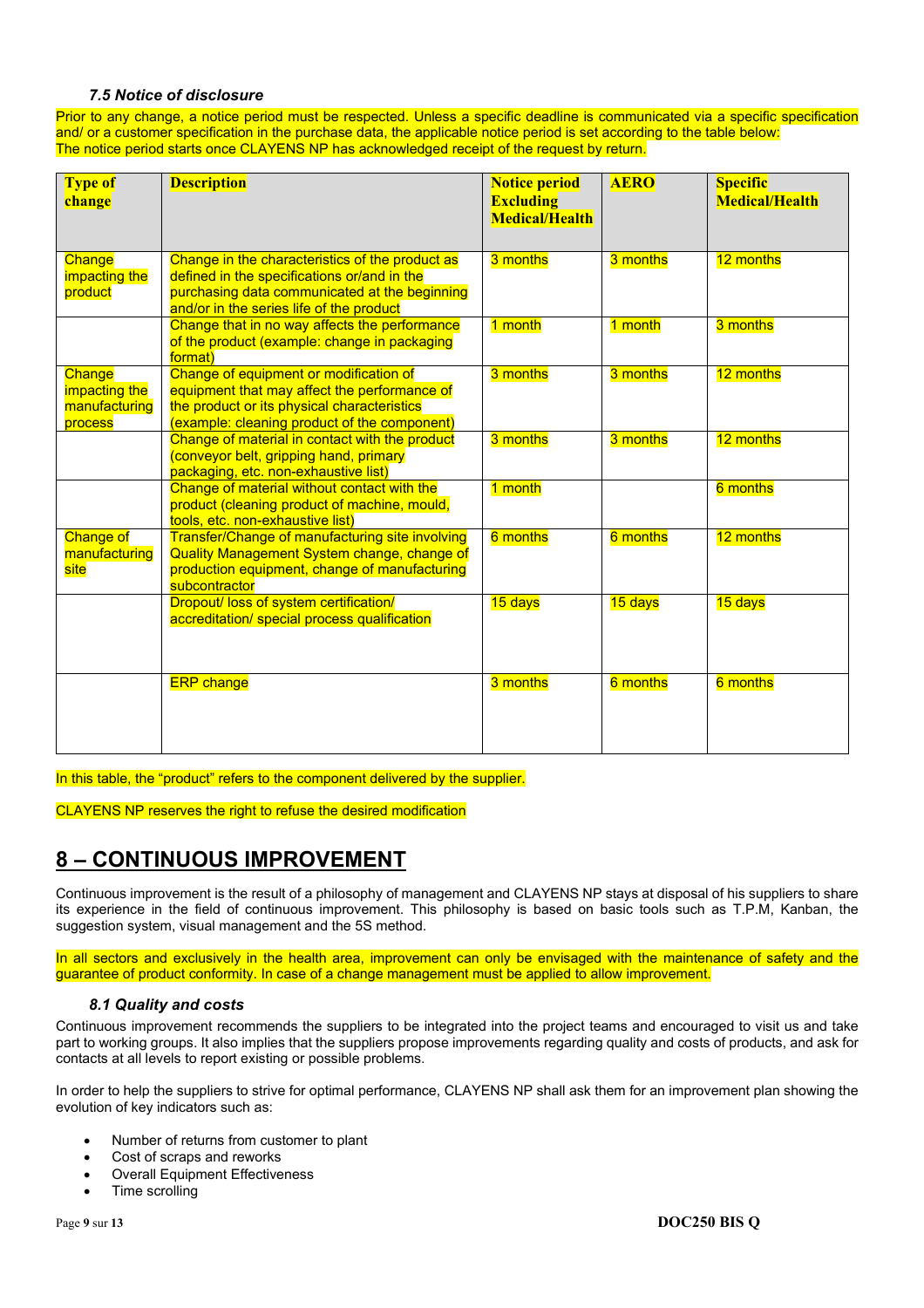### *7.5 Notice of disclosure*

Prior to any change, a notice period must be respected. Unless a specific deadline is communicated via a specific specification and/ or a customer specification in the purchase data, the applicable notice period is set according to the table below:
The notice period starts once CLAYENS NP has acknowledged receipt of the request by return.

| Type of change | Description | Notice period Excluding Medical/Health | AERO | Specific Medical/Health |
|---|---|---|---|---|
| Change impacting the product | Change in the characteristics of the product as defined in the specifications or/and in the purchasing data communicated at the beginning and/or in the series life of the product | 3 months | 3 months | 12 months |
| | Change that in no way affects the performance of the product (example: change in packaging format) | 1 month | 1 month | 3 months |
| Change impacting the manufacturing process | Change of equipment or modification of equipment that may affect the performance of the product or its physical characteristics (example: cleaning product of the component) | 3 months | 3 months | 12 months |
| | Change of material in contact with the product (conveyor belt, gripping hand, primary packaging, etc. non-exhaustive list) | 3 months | 3 months | 12 months |
| | Change of material without contact with the product (cleaning product of machine, mould, tools, etc. non-exhaustive list) | 1 month | | 6 months |
| Change of manufacturing site | Transfer/Change of manufacturing site involving Quality Management System change, change of production equipment, change of manufacturing subcontractor | 6 months | 6 months | 12 months |
| | Dropout/ loss of system certification/ accreditation/ special process qualification | 15 days | 15 days | 15 days |
| | ERP change | 3 months | 6 months | 6 months |

In this table, the “product” refers to the component delivered by the supplier.

CLAYENS NP reserves the right to refuse the desired modification

# 8 – CONTINUOUS IMPROVEMENT

Continuous improvement is the result of a philosophy of management and CLAYENS NP stays at disposal of his suppliers to share its experience in the field of continuous improvement. This philosophy is based on basic tools such as T.P.M, Kanban, the suggestion system, visual management and the 5S method.

In all sectors and exclusively in the health area, improvement can only be envisaged with the maintenance of safety and the guarantee of product conformity. In case of a change management must be applied to allow improvement.

### *8.1 Quality and costs*

Continuous improvement recommends the suppliers to be integrated into the project teams and encouraged to visit us and take part to working groups. It also implies that the suppliers propose improvements regarding quality and costs of products, and ask for contacts at all levels to report existing or possible problems.

In order to help the suppliers to strive for optimal performance, CLAYENS NP shall ask them for an improvement plan showing the evolution of key indicators such as:

- Number of returns from customer to plant
- Cost of scraps and reworks
- Overall Equipment Effectiveness
- Time scrolling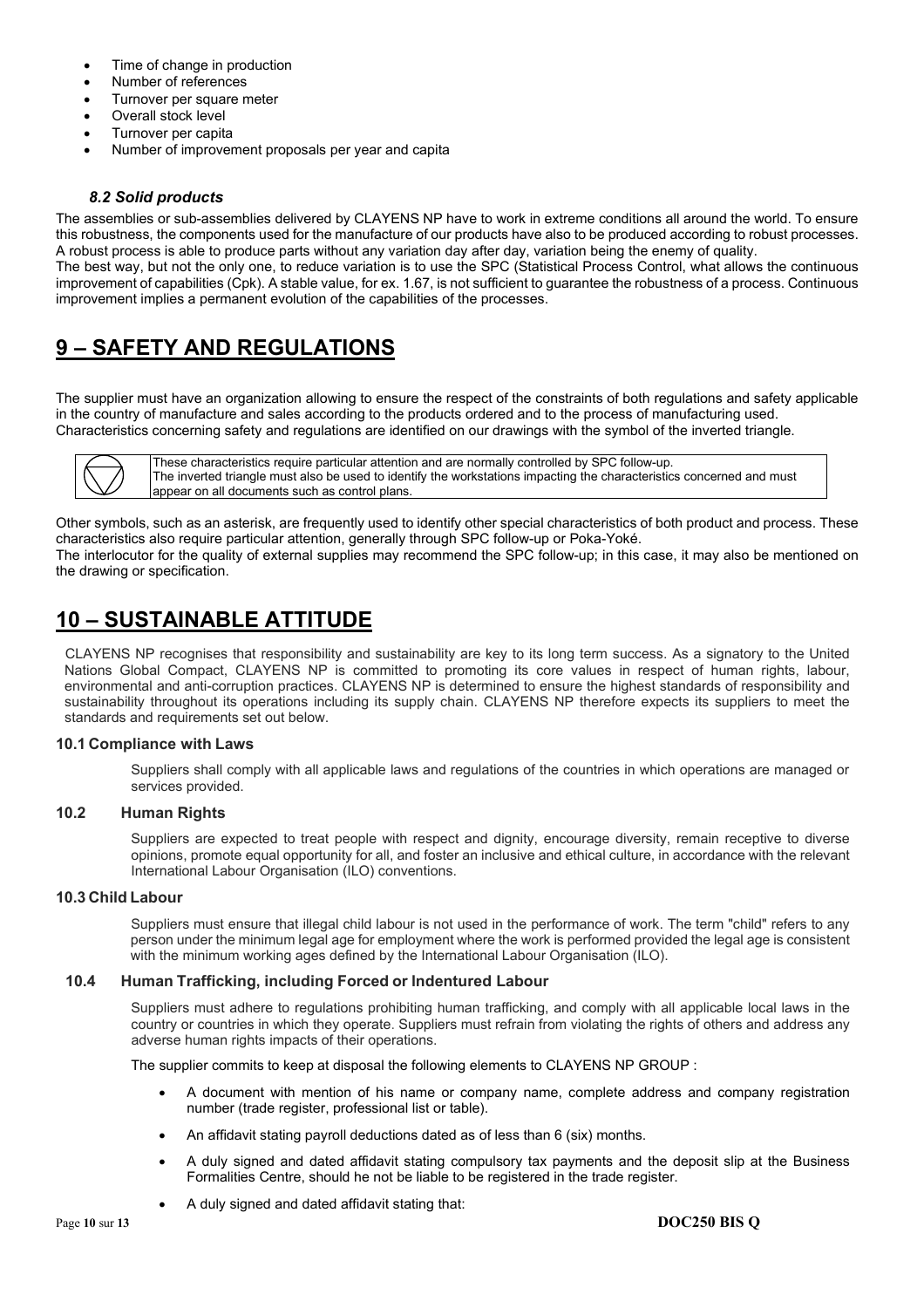- Time of change in production
- Number of references
- Turnover per square meter
- Overall stock level
- Turnover per capita
- Number of improvement proposals per year and capita

### *8.2 Solid products*

The assemblies or sub-assemblies delivered by CLAYENS NP have to work in extreme conditions all around the world. To ensure this robustness, the components used for the manufacture of our products have also to be produced according to robust processes. A robust process is able to produce parts without any variation day after day, variation being the enemy of quality.

The best way, but not the only one, to reduce variation is to use the SPC (Statistical Process Control, what allows the continuous improvement of capabilities (Cpk). A stable value, for ex. 1.67, is not sufficient to guarantee the robustness of a process. Continuous improvement implies a permanent evolution of the capabilities of the processes.

# 9 – SAFETY AND REGULATIONS

The supplier must have an organization allowing to ensure the respect of the constraints of both regulations and safety applicable in the country of manufacture and sales according to the products ordered and to the process of manufacturing used.

Characteristics concerning safety and regulations are identified on our drawings with the symbol of the inverted triangle.

| ▽ | These characteristics require particular attention and are normally controlled by SPC follow-up. The inverted triangle must also be used to identify the workstations impacting the characteristics concerned and must appear on all documents such as control plans. |
|---|---|

Other symbols, such as an asterisk, are frequently used to identify other special characteristics of both product and process. These characteristics also require particular attention, generally through SPC follow-up or Poka-Yoké.

The interlocutor for the quality of external supplies may recommend the SPC follow-up; in this case, it may also be mentioned on the drawing or specification.

# 10 – SUSTAINABLE ATTITUDE

CLAYENS NP recognises that responsibility and sustainability are key to its long term success. As a signatory to the United Nations Global Compact, CLAYENS NP is committed to promoting its core values in respect of human rights, labour, environmental and anti-corruption practices. CLAYENS NP is determined to ensure the highest standards of responsibility and sustainability throughout its operations including its supply chain. CLAYENS NP therefore expects its suppliers to meet the standards and requirements set out below.

### 10.1 Compliance with Laws

Suppliers shall comply with all applicable laws and regulations of the countries in which operations are managed or services provided.

### 10.2 Human Rights

Suppliers are expected to treat people with respect and dignity, encourage diversity, remain receptive to diverse opinions, promote equal opportunity for all, and foster an inclusive and ethical culture, in accordance with the relevant International Labour Organisation (ILO) conventions.

### 10.3 Child Labour

Suppliers must ensure that illegal child labour is not used in the performance of work. The term "child" refers to any person under the minimum legal age for employment where the work is performed provided the legal age is consistent with the minimum working ages defined by the International Labour Organisation (ILO).

### 10.4 Human Trafficking, including Forced or Indentured Labour

Suppliers must adhere to regulations prohibiting human trafficking, and comply with all applicable local laws in the country or countries in which they operate. Suppliers must refrain from violating the rights of others and address any adverse human rights impacts of their operations.

The supplier commits to keep at disposal the following elements to CLAYENS NP GROUP :

- A document with mention of his name or company name, complete address and company registration number (trade register, professional list or table).
- An affidavit stating payroll deductions dated as of less than 6 (six) months.
- A duly signed and dated affidavit stating compulsory tax payments and the deposit slip at the Business Formalities Centre, should he not be liable to be registered in the trade register.
- A duly signed and dated affidavit stating that: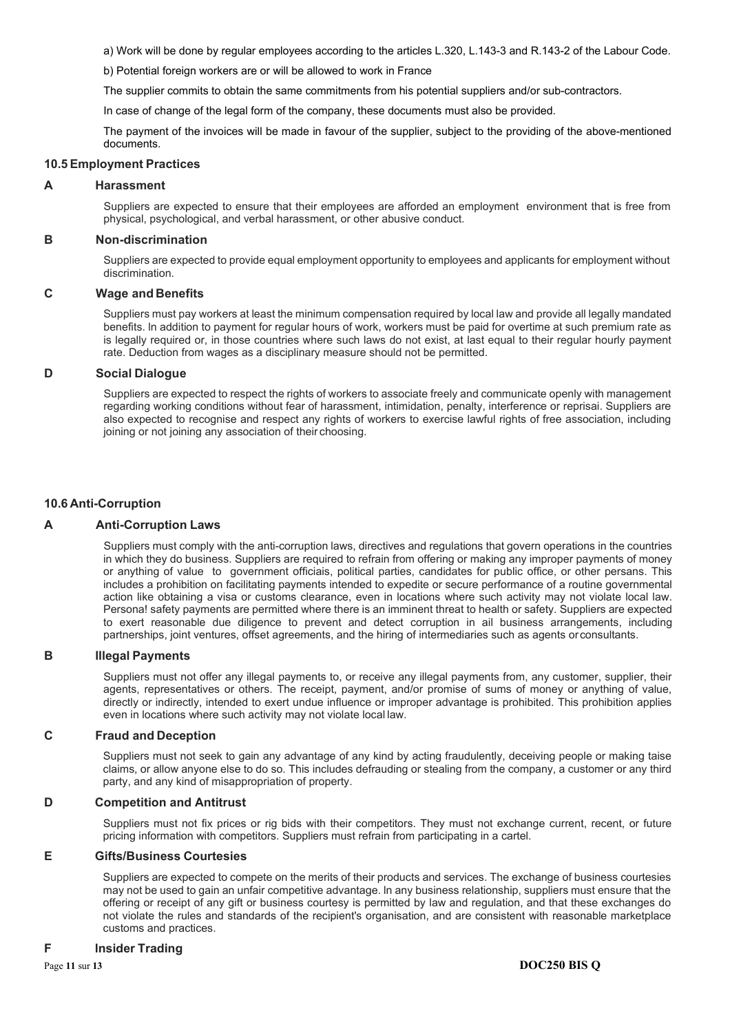a) Work will be done by regular employees according to the articles L.320, L.143-3 and R.143-2 of the Labour Code.

b) Potential foreign workers are or will be allowed to work in France

The supplier commits to obtain the same commitments from his potential suppliers and/or sub-contractors.

In case of change of the legal form of the company, these documents must also be provided.

The payment of the invoices will be made in favour of the supplier, subject to the providing of the above-mentioned documents.

### 10.5 Employment Practices

#### A Harassment

Suppliers are expected to ensure that their employees are afforded an employment environment that is free from physical, psychological, and verbal harassment, or other abusive conduct.

#### B Non-discrimination

Suppliers are expected to provide equal employment opportunity to employees and applicants for employment without discrimination.

#### C Wage and Benefits

Suppliers must pay workers at least the minimum compensation required by local law and provide all legally mandated benefits. ln addition to payment for regular hours of work, workers must be paid for overtime at such premium rate as is legally required or, in those countries where such laws do not exist, at last equal to their regular hourly payment rate. Deduction from wages as a disciplinary measure should not be permitted.

#### D Social Dialogue

Suppliers are expected to respect the rights of workers to associate freely and communicate openly with management regarding working conditions without fear of harassment, intimidation, penalty, interference or reprisai. Suppliers are also expected to recognise and respect any rights of workers to exercise lawful rights of free association, including joining or not joining any association of their choosing.

### 10.6 Anti-Corruption

#### A Anti-Corruption Laws

Suppliers must comply with the anti-corruption laws, directives and regulations that govern operations in the countries in which they do business. Suppliers are required to refrain from offering or making any improper payments of money or anything of value to government officiais, political parties, candidates for public office, or other persans. This includes a prohibition on facilitating payments intended to expedite or secure performance of a routine governmental action like obtaining a visa or customs clearance, even in locations where such activity may not violate local law. Persona! safety payments are permitted where there is an imminent threat to health or safety. Suppliers are expected to exert reasonable due diligence to prevent and detect corruption in ail business arrangements, including partnerships, joint ventures, offset agreements, and the hiring of intermediaries such as agents or consultants.

#### B Illegal Payments

Suppliers must not offer any illegal payments to, or receive any illegal payments from, any customer, supplier, their agents, representatives or others. The receipt, payment, and/or promise of sums of money or anything of value, directly or indirectly, intended to exert undue influence or improper advantage is prohibited. This prohibition applies even in locations where such activity may not violate local law.

#### C Fraud and Deception

Suppliers must not seek to gain any advantage of any kind by acting fraudulently, deceiving people or making taise claims, or allow anyone else to do so. This includes defrauding or stealing from the company, a customer or any third party, and any kind of misappropriation of property.

#### D Competition and Antitrust

Suppliers must not fix prices or rig bids with their competitors. They must not exchange current, recent, or future pricing information with competitors. Suppliers must refrain from participating in a cartel.

#### E Gifts/Business Courtesies

Suppliers are expected to compete on the merits of their products and services. The exchange of business courtesies may not be used to gain an unfair competitive advantage. In any business relationship, suppliers must ensure that the offering or receipt of any gift or business courtesy is permitted by law and regulation, and that these exchanges do not violate the rules and standards of the recipient's organisation, and are consistent with reasonable marketplace customs and practices.

#### F Insider Trading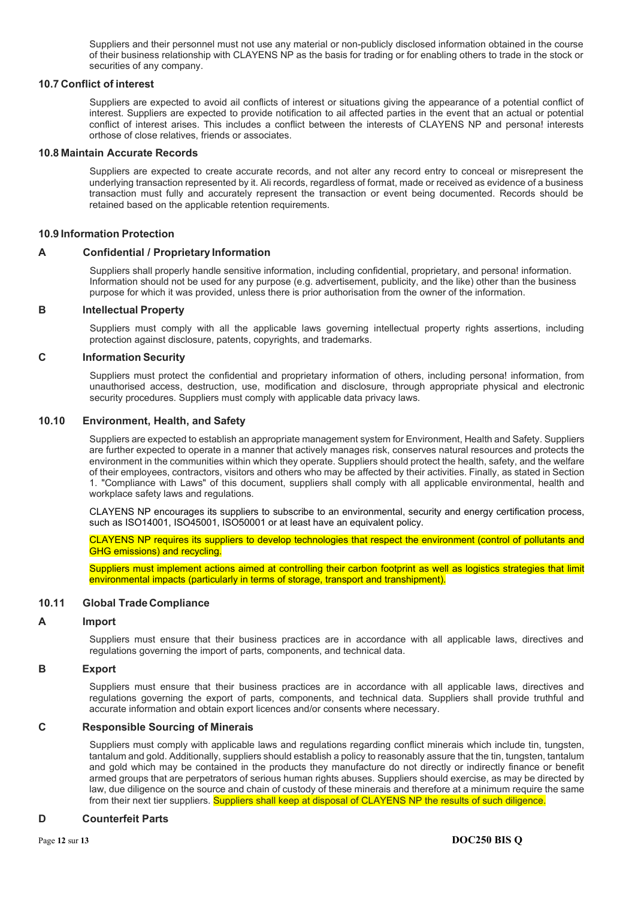Suppliers and their personnel must not use any material or non-publicly disclosed information obtained in the course of their business relationship with CLAYENS NP as the basis for trading or for enabling others to trade in the stock or securities of any company.

### 10.7 Conflict of interest

Suppliers are expected to avoid ail conflicts of interest or situations giving the appearance of a potential conflict of interest. Suppliers are expected to provide notification to ail affected parties in the event that an actual or potential conflict of interest arises. This includes a conflict between the interests of CLAYENS NP and persona! interests orthose of close relatives, friends or associates.

### 10.8 Maintain Accurate Records

Suppliers are expected to create accurate records, and not alter any record entry to conceal or misrepresent the underlying transaction represented by it. Ali records, regardless of format, made or received as evidence of a business transaction must fully and accurately represent the transaction or event being documented. Records should be retained based on the applicable retention requirements.

### 10.9 Information Protection

#### A Confidential / Proprietary Information

Suppliers shall properly handle sensitive information, including confidential, proprietary, and persona! information. Information should not be used for any purpose (e.g. advertisement, publicity, and the like) other than the business purpose for which it was provided, unless there is prior authorisation from the owner of the information.

#### B Intellectual Property

Suppliers must comply with all the applicable laws governing intellectual property rights assertions, including protection against disclosure, patents, copyrights, and trademarks.

#### C Information Security

Suppliers must protect the confidential and proprietary information of others, including persona! information, from unauthorised access, destruction, use, modification and disclosure, through appropriate physical and electronic security procedures. Suppliers must comply with applicable data privacy laws.

### 10.10 Environment, Health, and Safety

Suppliers are expected to establish an appropriate management system for Environment, Health and Safety. Suppliers are further expected to operate in a manner that actively manages risk, conserves natural resources and protects the environment in the communities within which they operate. Suppliers should protect the health, safety, and the welfare of their employees, contractors, visitors and others who may be affected by their activities. Finally, as stated in Section 1. "Compliance with Laws" of this document, suppliers shall comply with all applicable environmental, health and workplace safety laws and regulations.

CLAYENS NP encourages its suppliers to subscribe to an environmental, security and energy certification process, such as ISO14001, ISO45001, ISO50001 or at least have an equivalent policy.

CLAYENS NP requires its suppliers to develop technologies that respect the environment (control of pollutants and GHG emissions) and recycling.

Suppliers must implement actions aimed at controlling their carbon footprint as well as logistics strategies that limit environmental impacts (particularly in terms of storage, transport and transhipment).

### 10.11 Global Trade Compliance

#### A Import

Suppliers must ensure that their business practices are in accordance with all applicable laws, directives and regulations governing the import of parts, components, and technical data.

#### B Export

Suppliers must ensure that their business practices are in accordance with all applicable laws, directives and regulations governing the export of parts, components, and technical data. Suppliers shall provide truthful and accurate information and obtain export licences and/or consents where necessary.

#### C Responsible Sourcing of Minerais

Suppliers must comply with applicable laws and regulations regarding conflict minerais which include tin, tungsten, tantalum and gold. Additionally, suppliers should establish a policy to reasonably assure that the tin, tungsten, tantalum and gold which may be contained in the products they manufacture do not directly or indirectly finance or benefit armed groups that are perpetrators of serious human rights abuses. Suppliers should exercise, as may be directed by law, due diligence on the source and chain of custody of these minerais and therefore at a minimum require the same from their next tier suppliers. Suppliers shall keep at disposal of CLAYENS NP the results of such diligence.

#### D Counterfeit Parts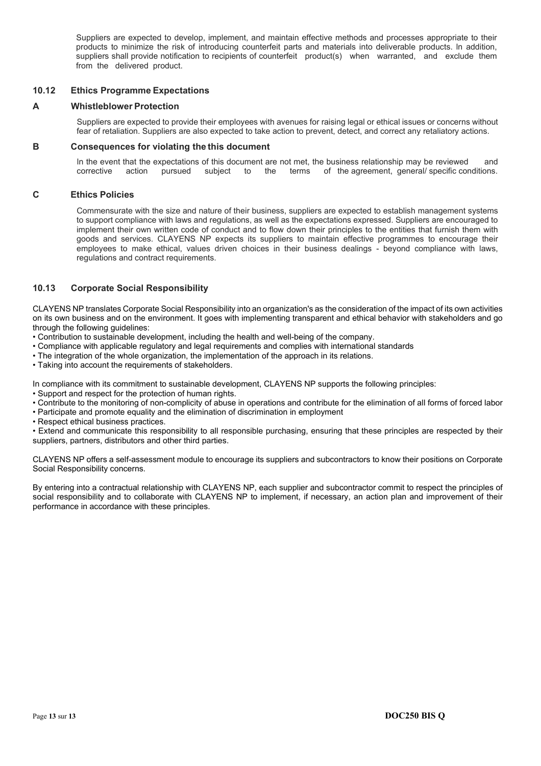Suppliers are expected to develop, implement, and maintain effective methods and processes appropriate to their products to minimize the risk of introducing counterfeit parts and materials into deliverable products. In addition, suppliers shall provide notification to recipients of counterfeit product(s) when warranted, and exclude them from the delivered product.

### 10.12 Ethics Programme Expectations

#### A Whistleblower Protection

Suppliers are expected to provide their employees with avenues for raising legal or ethical issues or concerns without fear of retaliation. Suppliers are also expected to take action to prevent, detect, and correct any retaliatory actions.

#### B Consequences for violating the this document

In the event that the expectations of this document are not met, the business relationship may be reviewed and corrective action pursued subject to the terms of the agreement, general/ specific conditions.

#### C Ethics Policies

Commensurate with the size and nature of their business, suppliers are expected to establish management systems to support compliance with laws and regulations, as well as the expectations expressed. Suppliers are encouraged to implement their own written code of conduct and to flow down their principles to the entities that furnish them with goods and services. CLAYENS NP expects its suppliers to maintain effective programmes to encourage their employees to make ethical, values driven choices in their business dealings - beyond compliance with laws, regulations and contract requirements.

### 10.13 Corporate Social Responsibility

CLAYENS NP translates Corporate Social Responsibility into an organization's as the consideration of the impact of its own activities on its own business and on the environment. It goes with implementing transparent and ethical behavior with stakeholders and go through the following guidelines:

- Contribution to sustainable development, including the health and well-being of the company.
- Compliance with applicable regulatory and legal requirements and complies with international standards
- The integration of the whole organization, the implementation of the approach in its relations.
- Taking into account the requirements of stakeholders.

In compliance with its commitment to sustainable development, CLAYENS NP supports the following principles:

- Support and respect for the protection of human rights.
- Contribute to the monitoring of non-complicity of abuse in operations and contribute for the elimination of all forms of forced labor
- Participate and promote equality and the elimination of discrimination in employment
- Respect ethical business practices.
- Extend and communicate this responsibility to all responsible purchasing, ensuring that these principles are respected by their suppliers, partners, distributors and other third parties.

CLAYENS NP offers a self-assessment module to encourage its suppliers and subcontractors to know their positions on Corporate Social Responsibility concerns.

By entering into a contractual relationship with CLAYENS NP, each supplier and subcontractor commit to respect the principles of social responsibility and to collaborate with CLAYENS NP to implement, if necessary, an action plan and improvement of their performance in accordance with these principles.